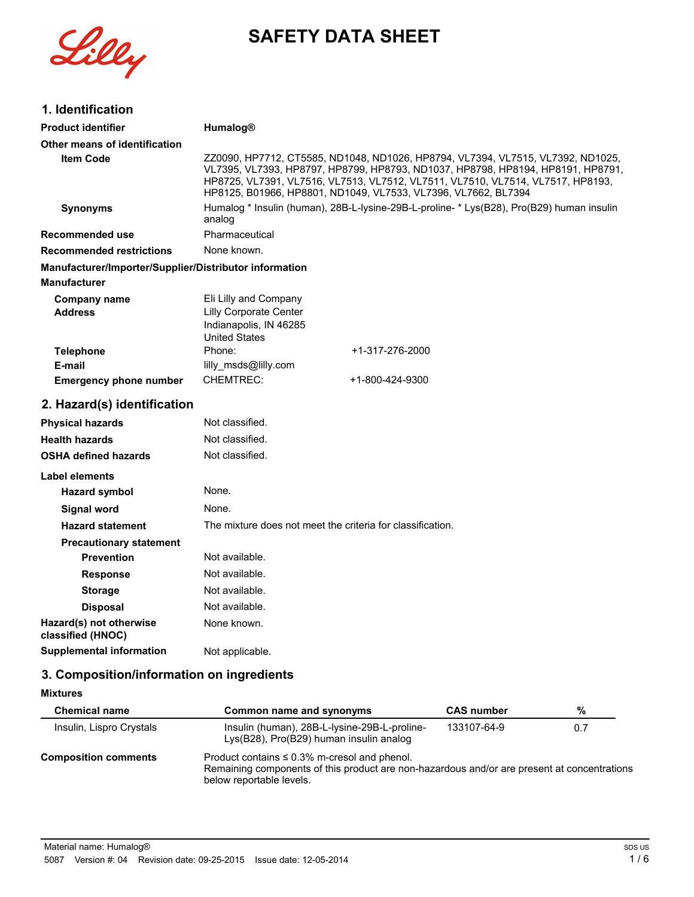# SAFETY DATA SHEET

## 1. Identification

**Product identifier** Humalog®

**Other means of identification**

**Item Code** ZZ0090, HP7712, CT5585, ND1048, ND1026, HP8794, VL7394, VL7515, VL7392, ND1025, VL7395, VL7393, HP8797, HP8799, HP8793, ND1037, HP8798, HP8194, HP8191, HP8791, HP8725, VL7391, VL7516, VL7513, VL7512, VL7511, VL7510, VL7514, VL7517, HP8193, HP8125, B01966, HP8801, ND1049, VL7533, VL7396, VL7662, BL7394

**Synonyms** Humalog * Insulin (human), 28B-L-lysine-29B-L-proline- * Lys(B28), Pro(B29) human insulin analog

**Recommended use** Pharmaceutical

**Recommended restrictions** None known.

**Manufacturer/Importer/Supplier/Distributor information**

**Manufacturer**

**Company name** Eli Lilly and Company

**Address** Lilly Corporate Center
Indianapolis, IN 46285
United States

**Telephone** Phone: +1-317-276-2000

**E-mail** lilly_msds@lilly.com

**Emergency phone number** CHEMTREC: +1-800-424-9300

## 2. Hazard(s) identification

**Physical hazards** Not classified.

**Health hazards** Not classified.

**OSHA defined hazards** Not classified.

**Label elements**

**Hazard symbol** None.

**Signal word** None.

**Hazard statement** The mixture does not meet the criteria for classification.

**Precautionary statement**

**Prevention** Not available.

**Response** Not available.

**Storage** Not available.

**Disposal** Not available.

**Hazard(s) not otherwise classified (HNOC)** None known.

**Supplemental information** Not applicable.

## 3. Composition/information on ingredients

**Mixtures**

| Chemical name | Common name and synonyms | CAS number | % |
|---|---|---|---|
| Insulin, Lispro Crystals | Insulin (human), 28B-L-lysine-29B-L-proline- Lys(B28), Pro(B29) human insulin analog | 133107-64-9 | 0.7 |

**Composition comments** Product contains ≤ 0.3% m-cresol and phenol.
Remaining components of this product are non-hazardous and/or are present at concentrations below reportable levels.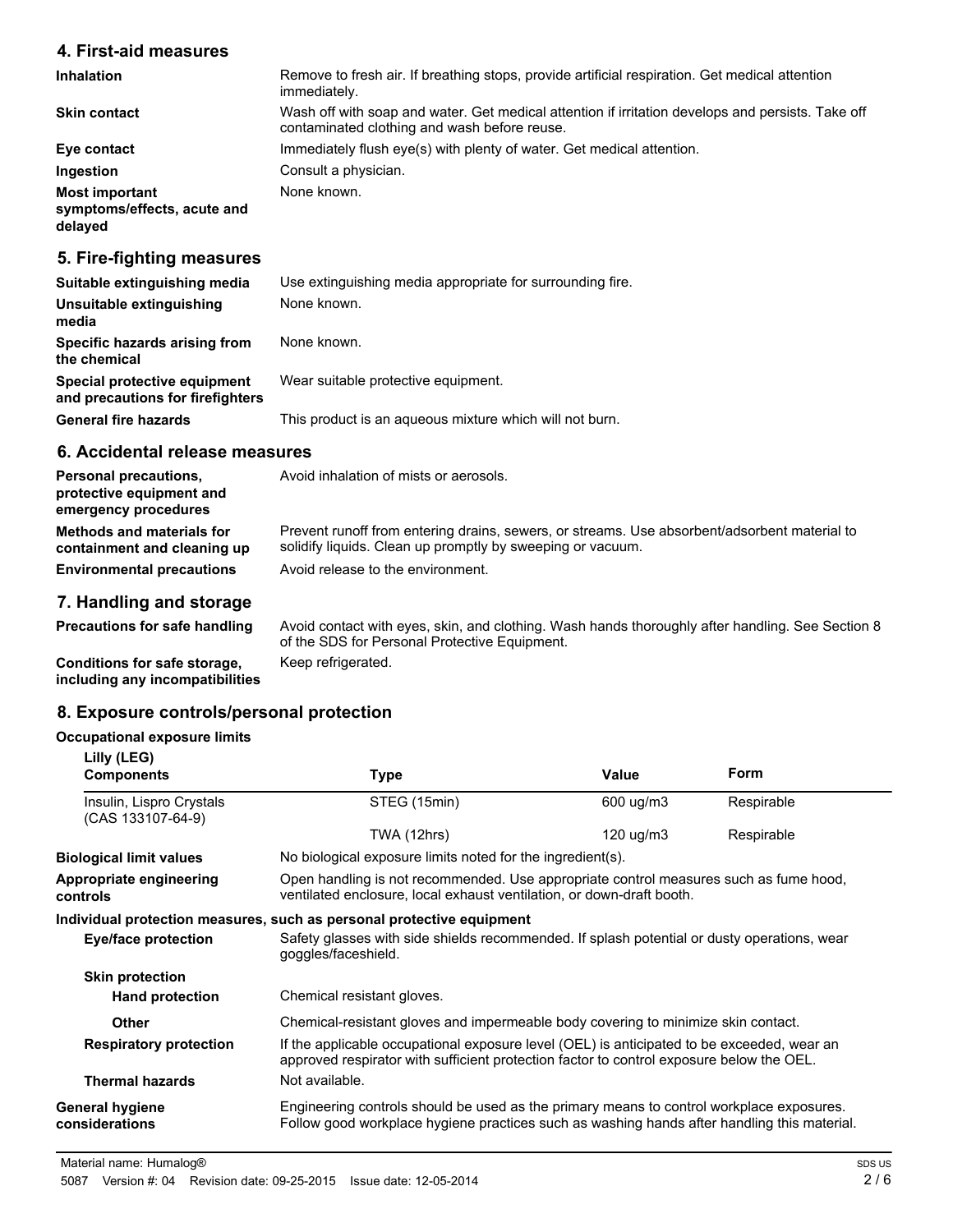## 4. First-aid measures

| | |
|---|---|
| **Inhalation** | Remove to fresh air. If breathing stops, provide artificial respiration. Get medical attention immediately. |
| **Skin contact** | Wash off with soap and water. Get medical attention if irritation develops and persists. Take off contaminated clothing and wash before reuse. |
| **Eye contact** | Immediately flush eye(s) with plenty of water. Get medical attention. |
| **Ingestion** | Consult a physician. |
| **Most important symptoms/effects, acute and delayed** | None known. |

## 5. Fire-fighting measures

| | |
|---|---|
| **Suitable extinguishing media** | Use extinguishing media appropriate for surrounding fire. |
| **Unsuitable extinguishing media** | None known. |
| **Specific hazards arising from the chemical** | None known. |
| **Special protective equipment and precautions for firefighters** | Wear suitable protective equipment. |
| **General fire hazards** | This product is an aqueous mixture which will not burn. |

## 6. Accidental release measures

| | |
|---|---|
| **Personal precautions, protective equipment and emergency procedures** | Avoid inhalation of mists or aerosols. |
| **Methods and materials for containment and cleaning up** | Prevent runoff from entering drains, sewers, or streams. Use absorbent/adsorbent material to solidify liquids. Clean up promptly by sweeping or vacuum. |
| **Environmental precautions** | Avoid release to the environment. |

## 7. Handling and storage

| | |
|---|---|
| **Precautions for safe handling** | Avoid contact with eyes, skin, and clothing. Wash hands thoroughly after handling. See Section 8 of the SDS for Personal Protective Equipment. |
| **Conditions for safe storage, including any incompatibilities** | Keep refrigerated. |

## 8. Exposure controls/personal protection

**Occupational exposure limits**

| Lilly (LEG) Components | Type | Value | Form |
|---|---|---|---|
| Insulin, Lispro Crystals (CAS 133107-64-9) | STEG (15min) | 600 ug/m3 | Respirable |
| | TWA (12hrs) | 120 ug/m3 | Respirable |

| | |
|---|---|
| **Biological limit values** | No biological exposure limits noted for the ingredient(s). |
| **Appropriate engineering controls** | Open handling is not recommended. Use appropriate control measures such as fume hood, ventilated enclosure, local exhaust ventilation, or down-draft booth. |

**Individual protection measures, such as personal protective equipment**

| | |
|---|---|
| **Eye/face protection** | Safety glasses with side shields recommended. If splash potential or dusty operations, wear goggles/faceshield. |
| **Skin protection** | |
| **Hand protection** | Chemical resistant gloves. |
| **Other** | Chemical-resistant gloves and impermeable body covering to minimize skin contact. |
| **Respiratory protection** | If the applicable occupational exposure level (OEL) is anticipated to be exceeded, wear an approved respirator with sufficient protection factor to control exposure below the OEL. |
| **Thermal hazards** | Not available. |
| **General hygiene considerations** | Engineering controls should be used as the primary means to control workplace exposures. Follow good workplace hygiene practices such as washing hands after handling this material. |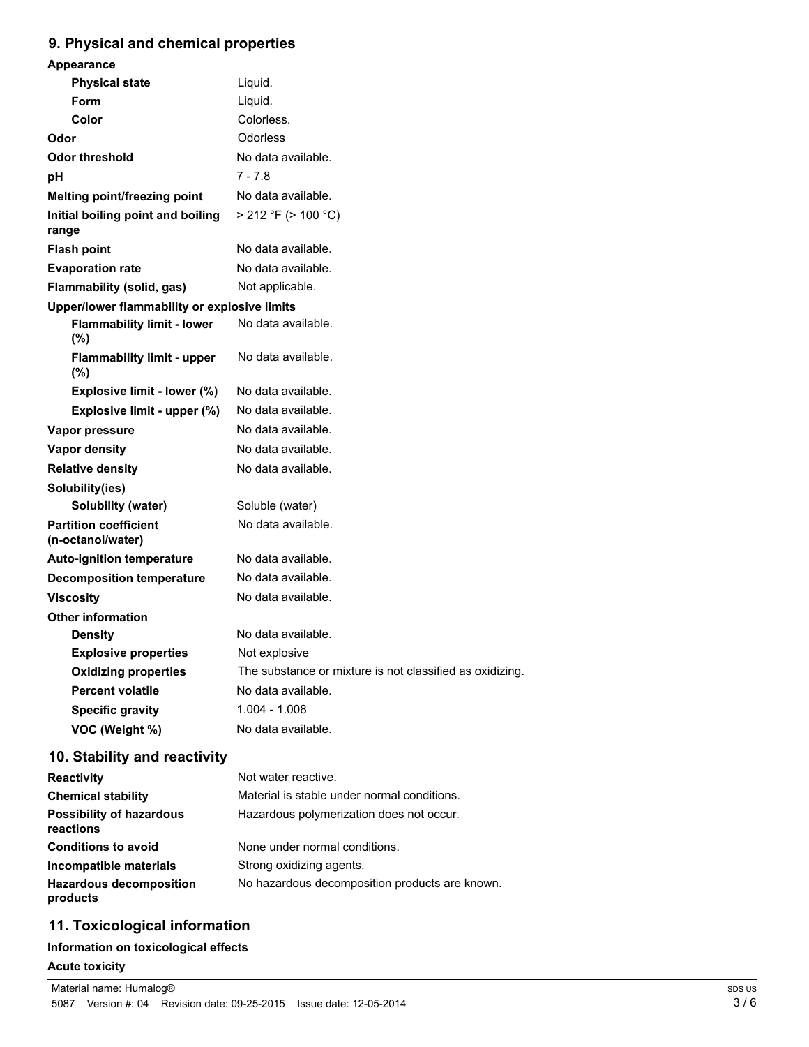## 9. Physical and chemical properties

**Appearance**

| | |
|---|---|
| **Physical state** | Liquid. |
| **Form** | Liquid. |
| **Color** | Colorless. |
| **Odor** | Odorless |
| **Odor threshold** | No data available. |
| **pH** | 7 - 7.8 |
| **Melting point/freezing point** | No data available. |
| **Initial boiling point and boiling range** | > 212 °F (> 100 °C) |
| **Flash point** | No data available. |
| **Evaporation rate** | No data available. |
| **Flammability (solid, gas)** | Not applicable. |

**Upper/lower flammability or explosive limits**

| | |
|---|---|
| **Flammability limit - lower (%)** | No data available. |
| **Flammability limit - upper (%)** | No data available. |
| **Explosive limit - lower (%)** | No data available. |
| **Explosive limit - upper (%)** | No data available. |
| **Vapor pressure** | No data available. |
| **Vapor density** | No data available. |
| **Relative density** | No data available. |

**Solubility(ies)**

| | |
|---|---|
| **Solubility (water)** | Soluble (water) |
| **Partition coefficient (n-octanol/water)** | No data available. |
| **Auto-ignition temperature** | No data available. |
| **Decomposition temperature** | No data available. |
| **Viscosity** | No data available. |

**Other information**

| | |
|---|---|
| **Density** | No data available. |
| **Explosive properties** | Not explosive |
| **Oxidizing properties** | The substance or mixture is not classified as oxidizing. |
| **Percent volatile** | No data available. |
| **Specific gravity** | 1.004 - 1.008 |
| **VOC (Weight %)** | No data available. |

## 10. Stability and reactivity

| | |
|---|---|
| **Reactivity** | Not water reactive. |
| **Chemical stability** | Material is stable under normal conditions. |
| **Possibility of hazardous reactions** | Hazardous polymerization does not occur. |
| **Conditions to avoid** | None under normal conditions. |
| **Incompatible materials** | Strong oxidizing agents. |
| **Hazardous decomposition products** | No hazardous decomposition products are known. |

## 11. Toxicological information

**Information on toxicological effects**

**Acute toxicity**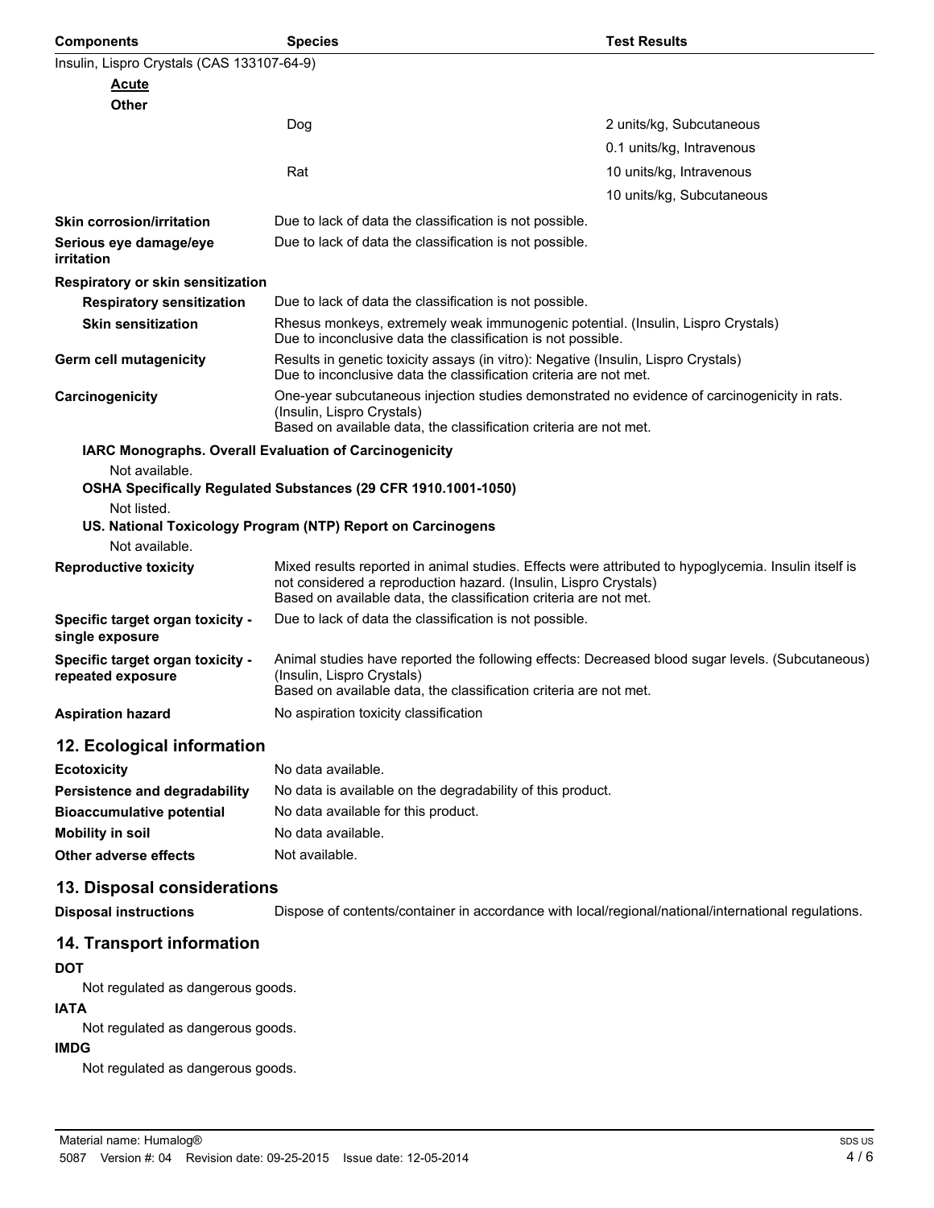| Components | Species | Test Results |
|---|---|---|
| Insulin, Lispro Crystals (CAS 133107-64-9) | | |
| **Acute** | | |
| **Other** | | |
| | Dog | 2 units/kg, Subcutaneous |
| | | 0.1 units/kg, Intravenous |
| | Rat | 10 units/kg, Intravenous |
| | | 10 units/kg, Subcutaneous |

**Skin corrosion/irritation** Due to lack of data the classification is not possible.

**Serious eye damage/eye irritation** Due to lack of data the classification is not possible.

**Respiratory or skin sensitization**

**Respiratory sensitization** Due to lack of data the classification is not possible.

**Skin sensitization** Rhesus monkeys, extremely weak immunogenic potential. (Insulin, Lispro Crystals) Due to inconclusive data the classification is not possible.

**Germ cell mutagenicity** Results in genetic toxicity assays (in vitro): Negative (Insulin, Lispro Crystals) Due to inconclusive data the classification criteria are not met.

**Carcinogenicity** One-year subcutaneous injection studies demonstrated no evidence of carcinogenicity in rats. (Insulin, Lispro Crystals) Based on available data, the classification criteria are not met.

**IARC Monographs. Overall Evaluation of Carcinogenicity**

Not available.

**OSHA Specifically Regulated Substances (29 CFR 1910.1001-1050)**

Not listed.

**US. National Toxicology Program (NTP) Report on Carcinogens**

Not available.

**Reproductive toxicity** Mixed results reported in animal studies. Effects were attributed to hypoglycemia. Insulin itself is not considered a reproduction hazard. (Insulin, Lispro Crystals) Based on available data, the classification criteria are not met.

**Specific target organ toxicity - single exposure** Due to lack of data the classification is not possible.

**Specific target organ toxicity - repeated exposure** Animal studies have reported the following effects: Decreased blood sugar levels. (Subcutaneous) (Insulin, Lispro Crystals) Based on available data, the classification criteria are not met.

**Aspiration hazard** No aspiration toxicity classification

## 12. Ecological information

**Ecotoxicity** No data available.

**Persistence and degradability** No data is available on the degradability of this product.

**Bioaccumulative potential** No data available for this product.

**Mobility in soil** No data available.

**Other adverse effects** Not available.

## 13. Disposal considerations

**Disposal instructions** Dispose of contents/container in accordance with local/regional/national/international regulations.

## 14. Transport information

**DOT**

Not regulated as dangerous goods.

**IATA**

Not regulated as dangerous goods.

**IMDG**

Not regulated as dangerous goods.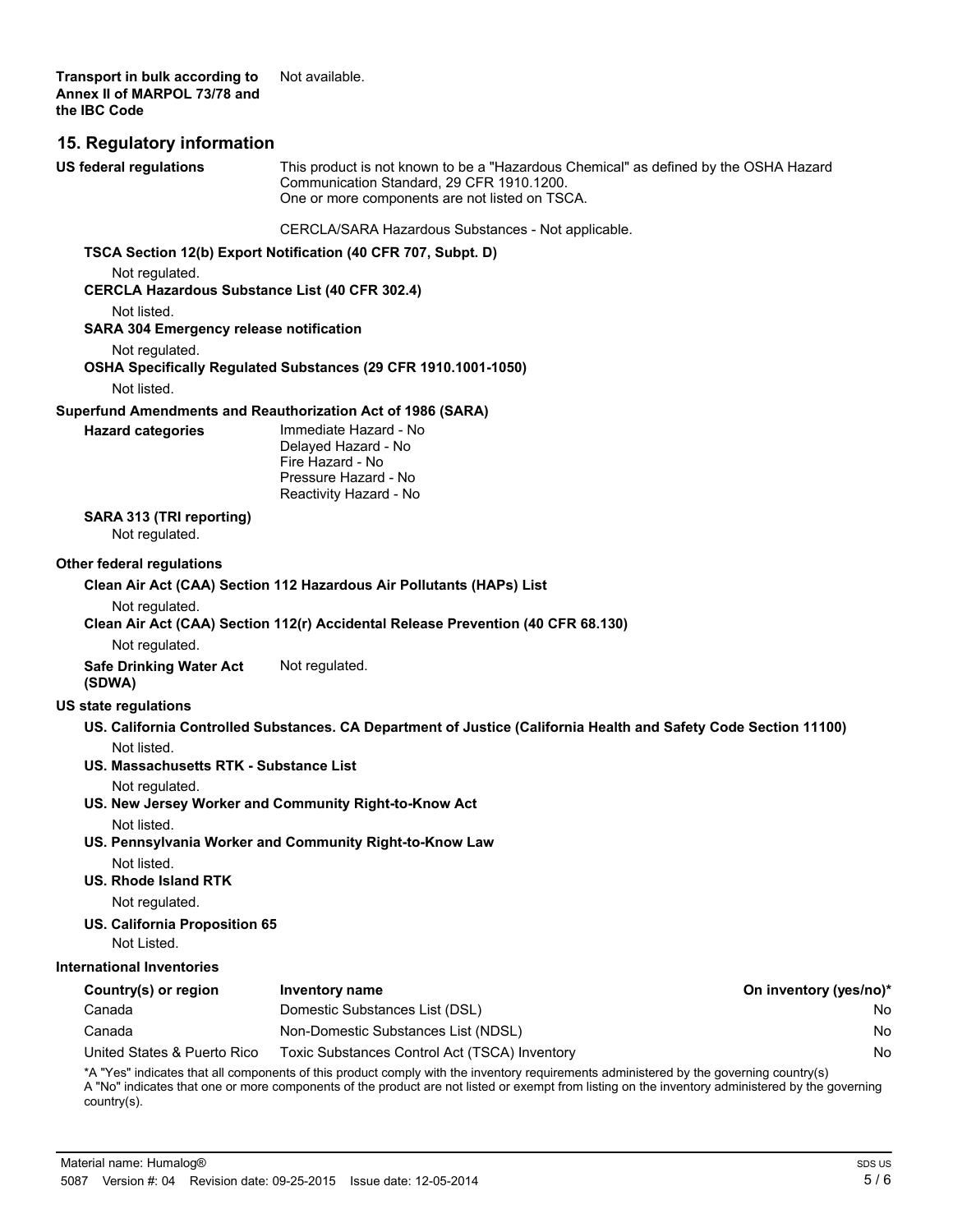**Transport in bulk according to Annex II of MARPOL 73/78 and the IBC Code**
Not available.

## 15. Regulatory information

**US federal regulations**
This product is not known to be a "Hazardous Chemical" as defined by the OSHA Hazard Communication Standard, 29 CFR 1910.1200.
One or more components are not listed on TSCA.

CERCLA/SARA Hazardous Substances - Not applicable.

**TSCA Section 12(b) Export Notification (40 CFR 707, Subpt. D)**

Not regulated.

**CERCLA Hazardous Substance List (40 CFR 302.4)**

Not listed.

**SARA 304 Emergency release notification**

Not regulated.

**OSHA Specifically Regulated Substances (29 CFR 1910.1001-1050)**

Not listed.

**Superfund Amendments and Reauthorization Act of 1986 (SARA)**

**Hazard categories**
Immediate Hazard - No
Delayed Hazard - No
Fire Hazard - No
Pressure Hazard - No
Reactivity Hazard - No

**SARA 313 (TRI reporting)**
Not regulated.

**Other federal regulations**

**Clean Air Act (CAA) Section 112 Hazardous Air Pollutants (HAPs) List**

Not regulated.

**Clean Air Act (CAA) Section 112(r) Accidental Release Prevention (40 CFR 68.130)**

Not regulated.

**Safe Drinking Water Act (SDWA)**
Not regulated.

**US state regulations**

**US. California Controlled Substances. CA Department of Justice (California Health and Safety Code Section 11100)**

Not listed.

**US. Massachusetts RTK - Substance List**

Not regulated.

**US. New Jersey Worker and Community Right-to-Know Act**

Not listed.

**US. Pennsylvania Worker and Community Right-to-Know Law**

Not listed.

**US. Rhode Island RTK**

Not regulated.

**US. California Proposition 65**

Not Listed.

**International Inventories**

| Country(s) or region | Inventory name | On inventory (yes/no)* |
|---|---|---|
| Canada | Domestic Substances List (DSL) | No |
| Canada | Non-Domestic Substances List (NDSL) | No |
| United States & Puerto Rico | Toxic Substances Control Act (TSCA) Inventory | No |

*A "Yes" indicates that all components of this product comply with the inventory requirements administered by the governing country(s)
A "No" indicates that one or more components of the product are not listed or exempt from listing on the inventory administered by the governing country(s).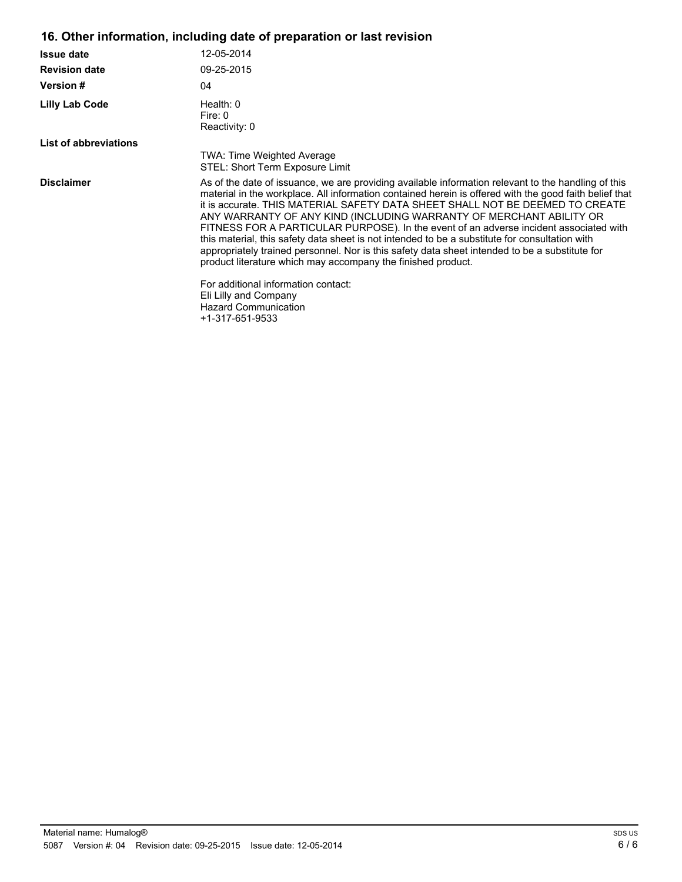## 16. Other information, including date of preparation or last revision

**Issue date** 12-05-2014

**Revision date** 09-25-2015

**Version #** 04

**Lilly Lab Code**
Health: 0
Fire: 0
Reactivity: 0

**List of abbreviations**
TWA: Time Weighted Average
STEL: Short Term Exposure Limit

**Disclaimer**
As of the date of issuance, we are providing available information relevant to the handling of this material in the workplace. All information contained herein is offered with the good faith belief that it is accurate. THIS MATERIAL SAFETY DATA SHEET SHALL NOT BE DEEMED TO CREATE ANY WARRANTY OF ANY KIND (INCLUDING WARRANTY OF MERCHANT ABILITY OR FITNESS FOR A PARTICULAR PURPOSE). In the event of an adverse incident associated with this material, this safety data sheet is not intended to be a substitute for consultation with appropriately trained personnel. Nor is this safety data sheet intended to be a substitute for product literature which may accompany the finished product.

For additional information contact:
Eli Lilly and Company
Hazard Communication
+1-317-651-9533